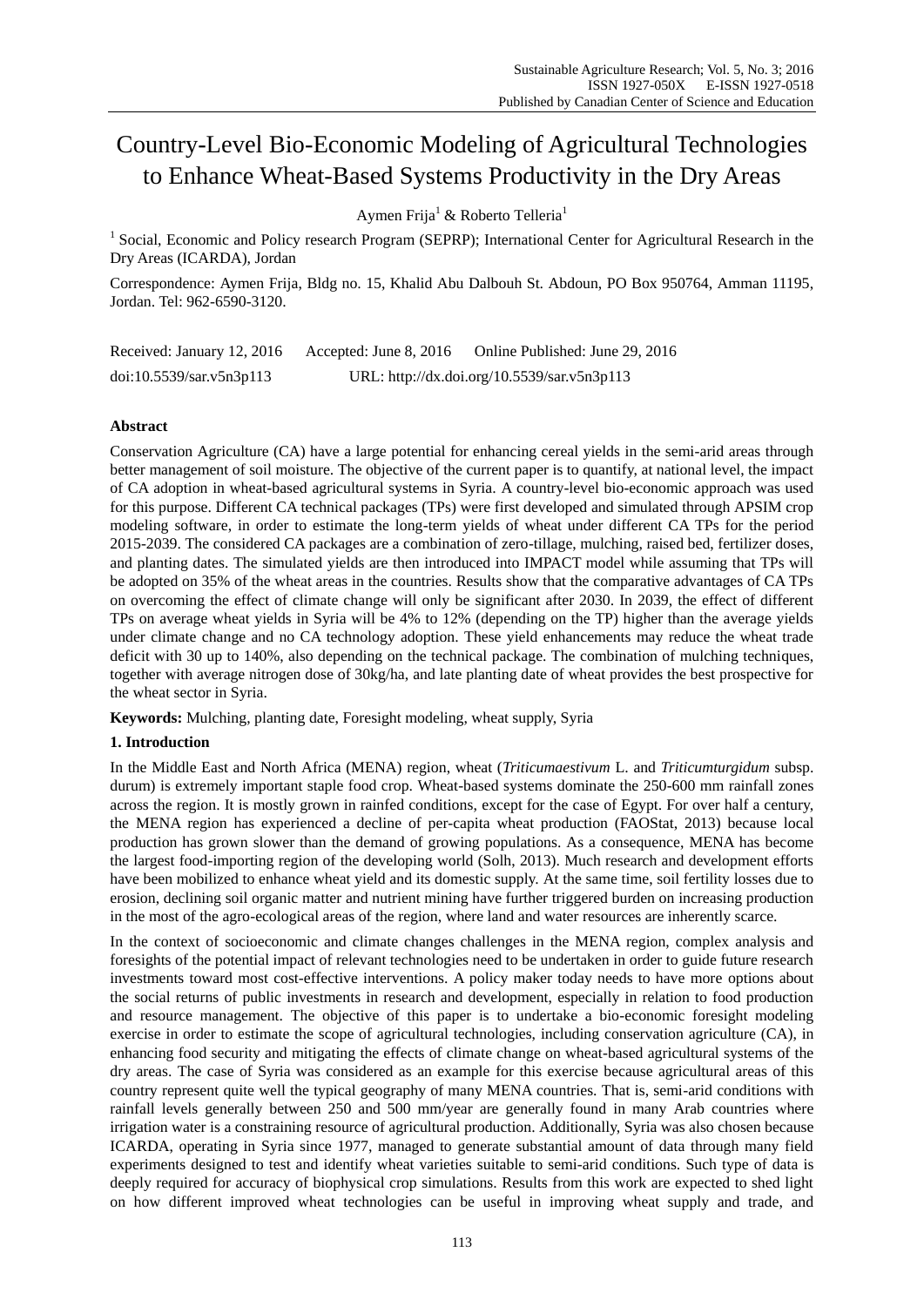# Country-Level Bio-Economic Modeling of Agricultural Technologies to Enhance Wheat-Based Systems Productivity in the Dry Areas

Aymen Frija[1] & Roberto Telleria[1]

[1] Social, Economic and Policy research Program (SEPRP); International Center for Agricultural Research in the Dry Areas (ICARDA), Jordan

Correspondence: Aymen Frija, Bldg no. 15, Khalid Abu Dalbouh St. Abdoun, PO Box 950764, Amman 11195, Jordan. Tel: 962-6590-3120.

Received: January 12, 2016 Accepted: June 8, 2016 Online Published: June 29, 2016

doi:10.5539/sar.v5n3p113 URL: http://dx.doi.org/10.5539/sar.v5n3p113

## Abstract

Conservation Agriculture (CA) have a large potential for enhancing cereal yields in the semi-arid areas through better management of soil moisture. The objective of the current paper is to quantify, at national level, the impact of CA adoption in wheat-based agricultural systems in Syria. A country-level bio-economic approach was used for this purpose. Different CA technical packages (TPs) were first developed and simulated through APSIM crop modeling software, in order to estimate the long-term yields of wheat under different CA TPs for the period 2015-2039. The considered CA packages are a combination of zero-tillage, mulching, raised bed, fertilizer doses, and planting dates. The simulated yields are then introduced into IMPACT model while assuming that TPs will be adopted on 35% of the wheat areas in the countries. Results show that the comparative advantages of CA TPs on overcoming the effect of climate change will only be significant after 2030. In 2039, the effect of different TPs on average wheat yields in Syria will be 4% to 12% (depending on the TP) higher than the average yields under climate change and no CA technology adoption. These yield enhancements may reduce the wheat trade deficit with 30 up to 140%, also depending on the technical package. The combination of mulching techniques, together with average nitrogen dose of 30kg/ha, and late planting date of wheat provides the best prospective for the wheat sector in Syria.

**Keywords:** Mulching, planting date, Foresight modeling, wheat supply, Syria

## 1. Introduction

In the Middle East and North Africa (MENA) region, wheat (*Triticumaestivum* L. and *Triticumturgidum* subsp. durum) is extremely important staple food crop. Wheat-based systems dominate the 250-600 mm rainfall zones across the region. It is mostly grown in rainfed conditions, except for the case of Egypt. For over half a century, the MENA region has experienced a decline of per-capita wheat production (FAOStat, 2013) because local production has grown slower than the demand of growing populations. As a consequence, MENA has become the largest food-importing region of the developing world (Solh, 2013). Much research and development efforts have been mobilized to enhance wheat yield and its domestic supply. At the same time, soil fertility losses due to erosion, declining soil organic matter and nutrient mining have further triggered burden on increasing production in the most of the agro-ecological areas of the region, where land and water resources are inherently scarce.

In the context of socioeconomic and climate changes challenges in the MENA region, complex analysis and foresights of the potential impact of relevant technologies need to be undertaken in order to guide future research investments toward most cost-effective interventions. A policy maker today needs to have more options about the social returns of public investments in research and development, especially in relation to food production and resource management. The objective of this paper is to undertake a bio-economic foresight modeling exercise in order to estimate the scope of agricultural technologies, including conservation agriculture (CA), in enhancing food security and mitigating the effects of climate change on wheat-based agricultural systems of the dry areas. The case of Syria was considered as an example for this exercise because agricultural areas of this country represent quite well the typical geography of many MENA countries. That is, semi-arid conditions with rainfall levels generally between 250 and 500 mm/year are generally found in many Arab countries where irrigation water is a constraining resource of agricultural production. Additionally, Syria was also chosen because ICARDA, operating in Syria since 1977, managed to generate substantial amount of data through many field experiments designed to test and identify wheat varieties suitable to semi-arid conditions. Such type of data is deeply required for accuracy of biophysical crop simulations. Results from this work are expected to shed light on how different improved wheat technologies can be useful in improving wheat supply and trade, and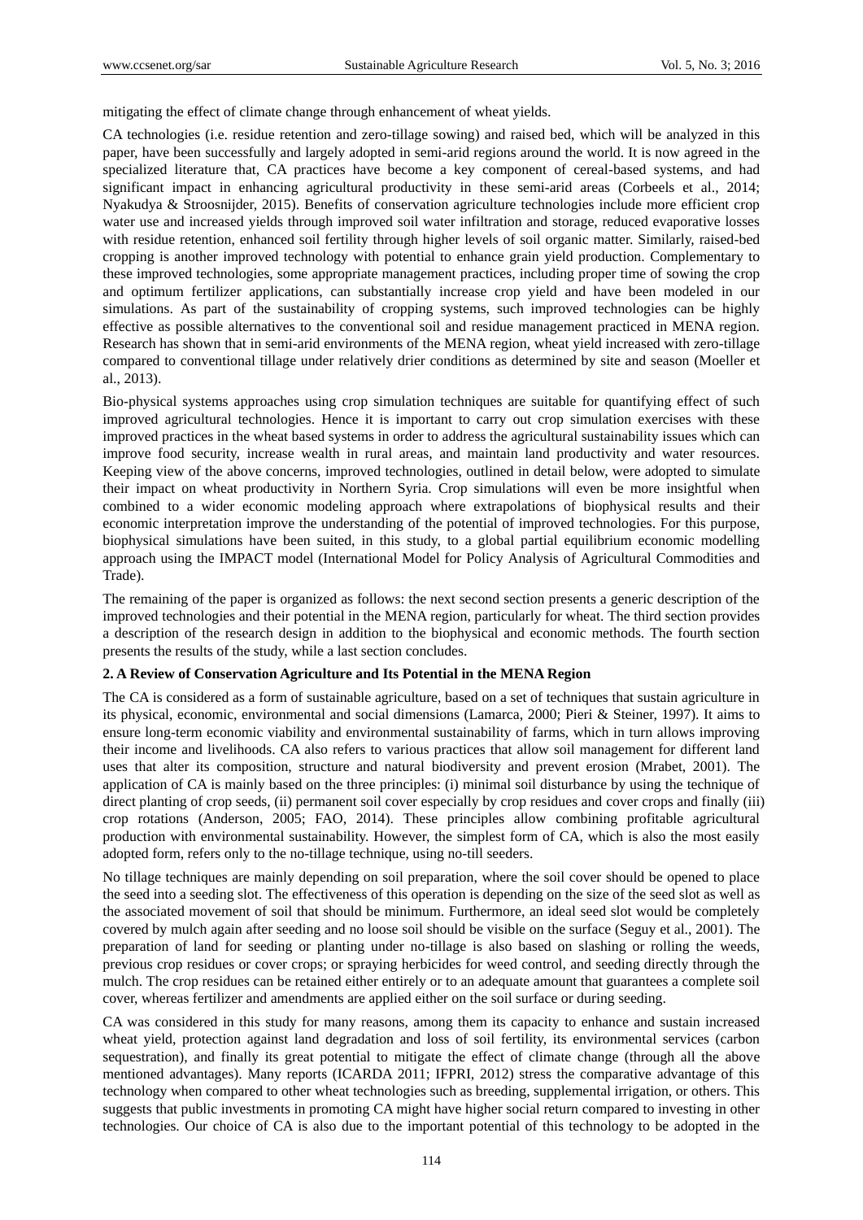mitigating the effect of climate change through enhancement of wheat yields.

CA technologies (i.e. residue retention and zero-tillage sowing) and raised bed, which will be analyzed in this paper, have been successfully and largely adopted in semi-arid regions around the world. It is now agreed in the specialized literature that, CA practices have become a key component of cereal-based systems, and had significant impact in enhancing agricultural productivity in these semi-arid areas (Corbeels et al., 2014; Nyakudya & Stroosnijder, 2015). Benefits of conservation agriculture technologies include more efficient crop water use and increased yields through improved soil water infiltration and storage, reduced evaporative losses with residue retention, enhanced soil fertility through higher levels of soil organic matter. Similarly, raised-bed cropping is another improved technology with potential to enhance grain yield production. Complementary to these improved technologies, some appropriate management practices, including proper time of sowing the crop and optimum fertilizer applications, can substantially increase crop yield and have been modeled in our simulations. As part of the sustainability of cropping systems, such improved technologies can be highly effective as possible alternatives to the conventional soil and residue management practiced in MENA region. Research has shown that in semi-arid environments of the MENA region, wheat yield increased with zero-tillage compared to conventional tillage under relatively drier conditions as determined by site and season (Moeller et al., 2013).

Bio-physical systems approaches using crop simulation techniques are suitable for quantifying effect of such improved agricultural technologies. Hence it is important to carry out crop simulation exercises with these improved practices in the wheat based systems in order to address the agricultural sustainability issues which can improve food security, increase wealth in rural areas, and maintain land productivity and water resources. Keeping view of the above concerns, improved technologies, outlined in detail below, were adopted to simulate their impact on wheat productivity in Northern Syria. Crop simulations will even be more insightful when combined to a wider economic modeling approach where extrapolations of biophysical results and their economic interpretation improve the understanding of the potential of improved technologies. For this purpose, biophysical simulations have been suited, in this study, to a global partial equilibrium economic modelling approach using the IMPACT model (International Model for Policy Analysis of Agricultural Commodities and Trade).

The remaining of the paper is organized as follows: the next second section presents a generic description of the improved technologies and their potential in the MENA region, particularly for wheat. The third section provides a description of the research design in addition to the biophysical and economic methods. The fourth section presents the results of the study, while a last section concludes.

## 2. A Review of Conservation Agriculture and Its Potential in the MENA Region

The CA is considered as a form of sustainable agriculture, based on a set of techniques that sustain agriculture in its physical, economic, environmental and social dimensions (Lamarca, 2000; Pieri & Steiner, 1997). It aims to ensure long-term economic viability and environmental sustainability of farms, which in turn allows improving their income and livelihoods. CA also refers to various practices that allow soil management for different land uses that alter its composition, structure and natural biodiversity and prevent erosion (Mrabet, 2001). The application of CA is mainly based on the three principles: (i) minimal soil disturbance by using the technique of direct planting of crop seeds, (ii) permanent soil cover especially by crop residues and cover crops and finally (iii) crop rotations (Anderson, 2005; FAO, 2014). These principles allow combining profitable agricultural production with environmental sustainability. However, the simplest form of CA, which is also the most easily adopted form, refers only to the no-tillage technique, using no-till seeders.

No tillage techniques are mainly depending on soil preparation, where the soil cover should be opened to place the seed into a seeding slot. The effectiveness of this operation is depending on the size of the seed slot as well as the associated movement of soil that should be minimum. Furthermore, an ideal seed slot would be completely covered by mulch again after seeding and no loose soil should be visible on the surface (Seguy et al., 2001). The preparation of land for seeding or planting under no-tillage is also based on slashing or rolling the weeds, previous crop residues or cover crops; or spraying herbicides for weed control, and seeding directly through the mulch. The crop residues can be retained either entirely or to an adequate amount that guarantees a complete soil cover, whereas fertilizer and amendments are applied either on the soil surface or during seeding.

CA was considered in this study for many reasons, among them its capacity to enhance and sustain increased wheat yield, protection against land degradation and loss of soil fertility, its environmental services (carbon sequestration), and finally its great potential to mitigate the effect of climate change (through all the above mentioned advantages). Many reports (ICARDA 2011; IFPRI, 2012) stress the comparative advantage of this technology when compared to other wheat technologies such as breeding, supplemental irrigation, or others. This suggests that public investments in promoting CA might have higher social return compared to investing in other technologies. Our choice of CA is also due to the important potential of this technology to be adopted in the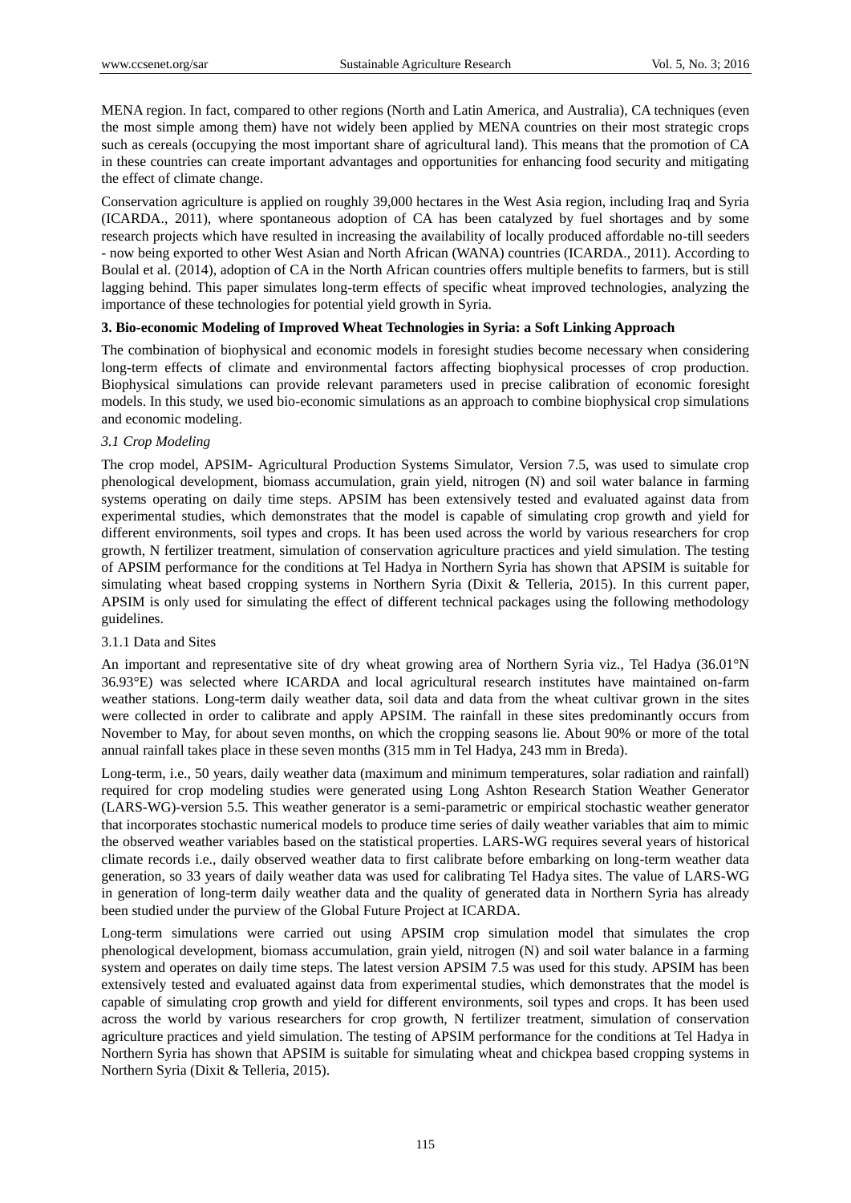MENA region. In fact, compared to other regions (North and Latin America, and Australia), CA techniques (even the most simple among them) have not widely been applied by MENA countries on their most strategic crops such as cereals (occupying the most important share of agricultural land). This means that the promotion of CA in these countries can create important advantages and opportunities for enhancing food security and mitigating the effect of climate change.

Conservation agriculture is applied on roughly 39,000 hectares in the West Asia region, including Iraq and Syria (ICARDA., 2011), where spontaneous adoption of CA has been catalyzed by fuel shortages and by some research projects which have resulted in increasing the availability of locally produced affordable no-till seeders - now being exported to other West Asian and North African (WANA) countries (ICARDA., 2011). According to Boulal et al. (2014), adoption of CA in the North African countries offers multiple benefits to farmers, but is still lagging behind. This paper simulates long-term effects of specific wheat improved technologies, analyzing the importance of these technologies for potential yield growth in Syria.

## 3. Bio-economic Modeling of Improved Wheat Technologies in Syria: a Soft Linking Approach

The combination of biophysical and economic models in foresight studies become necessary when considering long-term effects of climate and environmental factors affecting biophysical processes of crop production. Biophysical simulations can provide relevant parameters used in precise calibration of economic foresight models. In this study, we used bio-economic simulations as an approach to combine biophysical crop simulations and economic modeling.

### *3.1 Crop Modeling*

The crop model, APSIM- Agricultural Production Systems Simulator, Version 7.5, was used to simulate crop phenological development, biomass accumulation, grain yield, nitrogen (N) and soil water balance in farming systems operating on daily time steps. APSIM has been extensively tested and evaluated against data from experimental studies, which demonstrates that the model is capable of simulating crop growth and yield for different environments, soil types and crops. It has been used across the world by various researchers for crop growth, N fertilizer treatment, simulation of conservation agriculture practices and yield simulation. The testing of APSIM performance for the conditions at Tel Hadya in Northern Syria has shown that APSIM is suitable for simulating wheat based cropping systems in Northern Syria (Dixit & Telleria, 2015). In this current paper, APSIM is only used for simulating the effect of different technical packages using the following methodology guidelines.

#### 3.1.1 Data and Sites

An important and representative site of dry wheat growing area of Northern Syria viz., Tel Hadya (36.01°N 36.93°E) was selected where ICARDA and local agricultural research institutes have maintained on-farm weather stations. Long-term daily weather data, soil data and data from the wheat cultivar grown in the sites were collected in order to calibrate and apply APSIM. The rainfall in these sites predominantly occurs from November to May, for about seven months, on which the cropping seasons lie. About 90% or more of the total annual rainfall takes place in these seven months (315 mm in Tel Hadya, 243 mm in Breda).

Long-term, i.e., 50 years, daily weather data (maximum and minimum temperatures, solar radiation and rainfall) required for crop modeling studies were generated using Long Ashton Research Station Weather Generator (LARS-WG)-version 5.5. This weather generator is a semi-parametric or empirical stochastic weather generator that incorporates stochastic numerical models to produce time series of daily weather variables that aim to mimic the observed weather variables based on the statistical properties. LARS-WG requires several years of historical climate records i.e., daily observed weather data to first calibrate before embarking on long-term weather data generation, so 33 years of daily weather data was used for calibrating Tel Hadya sites. The value of LARS-WG in generation of long-term daily weather data and the quality of generated data in Northern Syria has already been studied under the purview of the Global Future Project at ICARDA.

Long-term simulations were carried out using APSIM crop simulation model that simulates the crop phenological development, biomass accumulation, grain yield, nitrogen (N) and soil water balance in a farming system and operates on daily time steps. The latest version APSIM 7.5 was used for this study. APSIM has been extensively tested and evaluated against data from experimental studies, which demonstrates that the model is capable of simulating crop growth and yield for different environments, soil types and crops. It has been used across the world by various researchers for crop growth, N fertilizer treatment, simulation of conservation agriculture practices and yield simulation. The testing of APSIM performance for the conditions at Tel Hadya in Northern Syria has shown that APSIM is suitable for simulating wheat and chickpea based cropping systems in Northern Syria (Dixit & Telleria, 2015).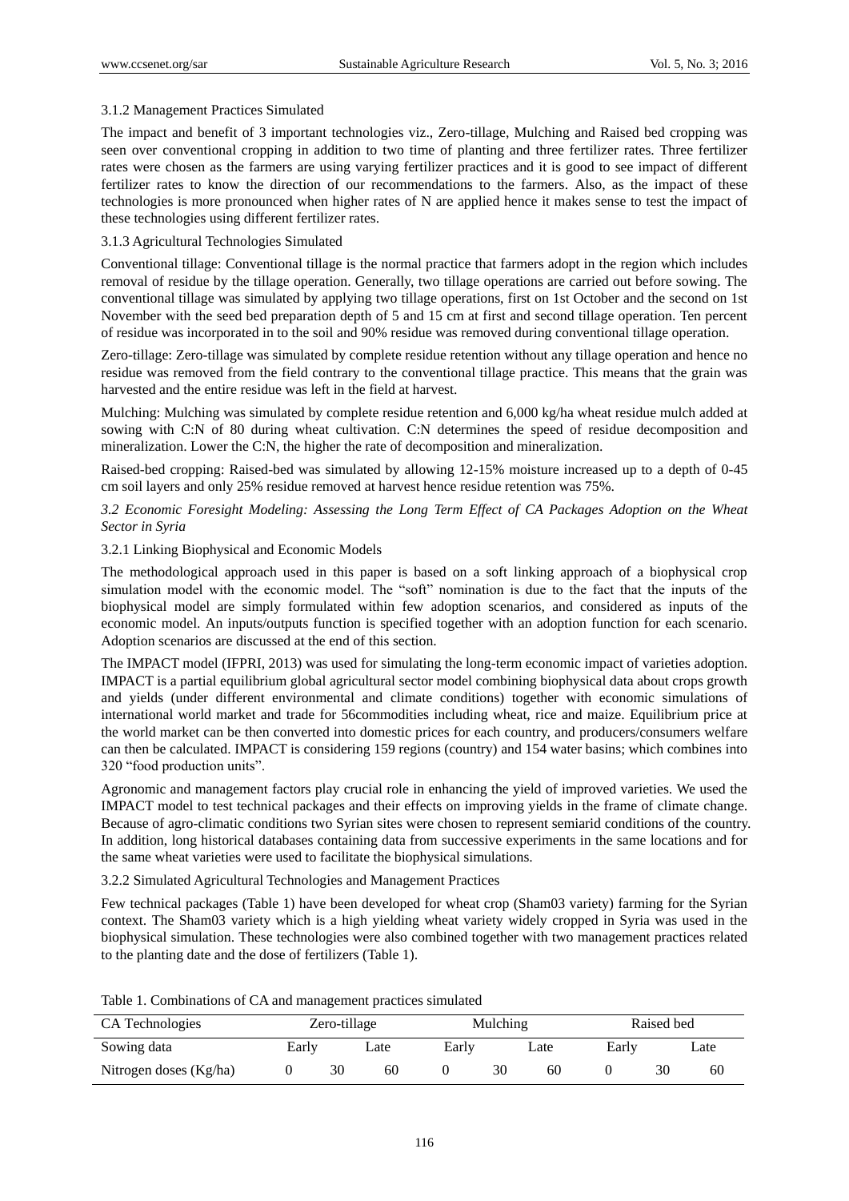3.1.2 Management Practices Simulated

The impact and benefit of 3 important technologies viz., Zero-tillage, Mulching and Raised bed cropping was seen over conventional cropping in addition to two time of planting and three fertilizer rates. Three fertilizer rates were chosen as the farmers are using varying fertilizer practices and it is good to see impact of different fertilizer rates to know the direction of our recommendations to the farmers. Also, as the impact of these technologies is more pronounced when higher rates of N are applied hence it makes sense to test the impact of these technologies using different fertilizer rates.

3.1.3 Agricultural Technologies Simulated

Conventional tillage: Conventional tillage is the normal practice that farmers adopt in the region which includes removal of residue by the tillage operation. Generally, two tillage operations are carried out before sowing. The conventional tillage was simulated by applying two tillage operations, first on 1st October and the second on 1st November with the seed bed preparation depth of 5 and 15 cm at first and second tillage operation. Ten percent of residue was incorporated in to the soil and 90% residue was removed during conventional tillage operation.

Zero-tillage: Zero-tillage was simulated by complete residue retention without any tillage operation and hence no residue was removed from the field contrary to the conventional tillage practice. This means that the grain was harvested and the entire residue was left in the field at harvest.

Mulching: Mulching was simulated by complete residue retention and 6,000 kg/ha wheat residue mulch added at sowing with C:N of 80 during wheat cultivation. C:N determines the speed of residue decomposition and mineralization. Lower the C:N, the higher the rate of decomposition and mineralization.

Raised-bed cropping: Raised-bed was simulated by allowing 12-15% moisture increased up to a depth of 0-45 cm soil layers and only 25% residue removed at harvest hence residue retention was 75%.

*3.2 Economic Foresight Modeling: Assessing the Long Term Effect of CA Packages Adoption on the Wheat Sector in Syria*

3.2.1 Linking Biophysical and Economic Models

The methodological approach used in this paper is based on a soft linking approach of a biophysical crop simulation model with the economic model. The "soft" nomination is due to the fact that the inputs of the biophysical model are simply formulated within few adoption scenarios, and considered as inputs of the economic model. An inputs/outputs function is specified together with an adoption function for each scenario. Adoption scenarios are discussed at the end of this section.

The IMPACT model (IFPRI, 2013) was used for simulating the long-term economic impact of varieties adoption. IMPACT is a partial equilibrium global agricultural sector model combining biophysical data about crops growth and yields (under different environmental and climate conditions) together with economic simulations of international world market and trade for 56commodities including wheat, rice and maize. Equilibrium price at the world market can be then converted into domestic prices for each country, and producers/consumers welfare can then be calculated. IMPACT is considering 159 regions (country) and 154 water basins; which combines into 320 "food production units".

Agronomic and management factors play crucial role in enhancing the yield of improved varieties. We used the IMPACT model to test technical packages and their effects on improving yields in the frame of climate change. Because of agro-climatic conditions two Syrian sites were chosen to represent semiarid conditions of the country. In addition, long historical databases containing data from successive experiments in the same locations and for the same wheat varieties were used to facilitate the biophysical simulations.

3.2.2 Simulated Agricultural Technologies and Management Practices

Few technical packages (Table 1) have been developed for wheat crop (Sham03 variety) farming for the Syrian context. The Sham03 variety which is a high yielding wheat variety widely cropped in Syria was used in the biophysical simulation. These technologies were also combined together with two management practices related to the planting date and the dose of fertilizers (Table 1).

Table 1. Combinations of CA and management practices simulated

| CA Technologies | Zero-tillage | | | Mulching | | | Raised bed | | |
|---|---|---|---|---|---|---|---|---|---|
| Sowing data | Early | | Late | Early | | Late | Early | | Late |
| Nitrogen doses (Kg/ha) | 0 | 30 | 60 | 0 | 30 | 60 | 0 | 30 | 60 |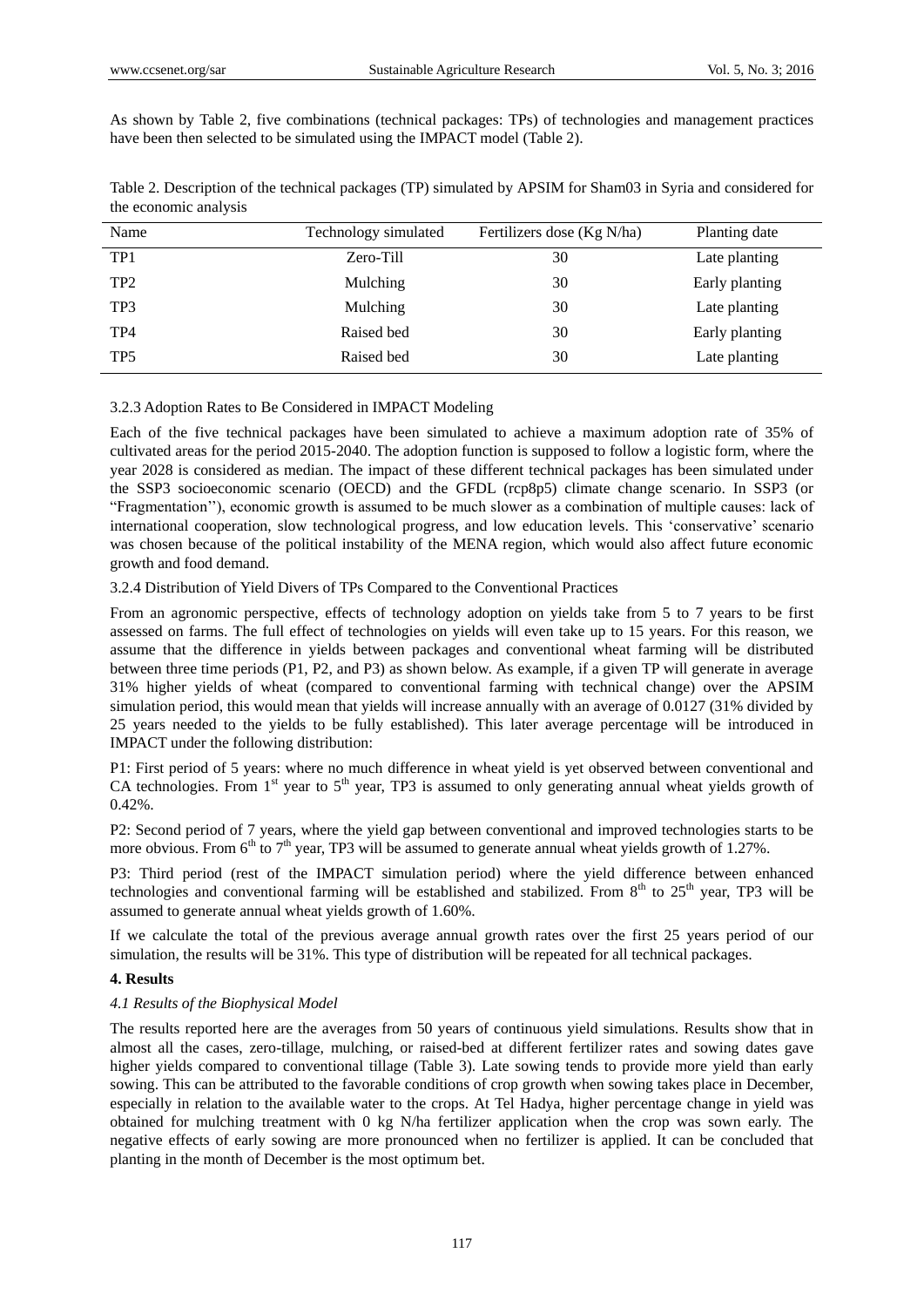As shown by Table 2, five combinations (technical packages: TPs) of technologies and management practices have been then selected to be simulated using the IMPACT model (Table 2).

Table 2. Description of the technical packages (TP) simulated by APSIM for Sham03 in Syria and considered for the economic analysis

| Name | Technology simulated | Fertilizers dose (Kg N/ha) | Planting date |
|---|---|---|---|
| TP1 | Zero-Till | 30 | Late planting |
| TP2 | Mulching | 30 | Early planting |
| TP3 | Mulching | 30 | Late planting |
| TP4 | Raised bed | 30 | Early planting |
| TP5 | Raised bed | 30 | Late planting |

3.2.3 Adoption Rates to Be Considered in IMPACT Modeling

Each of the five technical packages have been simulated to achieve a maximum adoption rate of 35% of cultivated areas for the period 2015-2040. The adoption function is supposed to follow a logistic form, where the year 2028 is considered as median. The impact of these different technical packages has been simulated under the SSP3 socioeconomic scenario (OECD) and the GFDL (rcp8p5) climate change scenario. In SSP3 (or "Fragmentation''), economic growth is assumed to be much slower as a combination of multiple causes: lack of international cooperation, slow technological progress, and low education levels. This 'conservative' scenario was chosen because of the political instability of the MENA region, which would also affect future economic growth and food demand.

3.2.4 Distribution of Yield Divers of TPs Compared to the Conventional Practices

From an agronomic perspective, effects of technology adoption on yields take from 5 to 7 years to be first assessed on farms. The full effect of technologies on yields will even take up to 15 years. For this reason, we assume that the difference in yields between packages and conventional wheat farming will be distributed between three time periods (P1, P2, and P3) as shown below. As example, if a given TP will generate in average 31% higher yields of wheat (compared to conventional farming with technical change) over the APSIM simulation period, this would mean that yields will increase annually with an average of 0.0127 (31% divided by 25 years needed to the yields to be fully established). This later average percentage will be introduced in IMPACT under the following distribution:

P1: First period of 5 years: where no much difference in wheat yield is yet observed between conventional and CA technologies. From 1st year to 5th year, TP3 is assumed to only generating annual wheat yields growth of 0.42%.

P2: Second period of 7 years, where the yield gap between conventional and improved technologies starts to be more obvious. From 6th to 7th year, TP3 will be assumed to generate annual wheat yields growth of 1.27%.

P3: Third period (rest of the IMPACT simulation period) where the yield difference between enhanced technologies and conventional farming will be established and stabilized. From 8th to 25th year, TP3 will be assumed to generate annual wheat yields growth of 1.60%.

If we calculate the total of the previous average annual growth rates over the first 25 years period of our simulation, the results will be 31%. This type of distribution will be repeated for all technical packages.

**4. Results**

*4.1 Results of the Biophysical Model*

The results reported here are the averages from 50 years of continuous yield simulations. Results show that in almost all the cases, zero-tillage, mulching, or raised-bed at different fertilizer rates and sowing dates gave higher yields compared to conventional tillage (Table 3). Late sowing tends to provide more yield than early sowing. This can be attributed to the favorable conditions of crop growth when sowing takes place in December, especially in relation to the available water to the crops. At Tel Hadya, higher percentage change in yield was obtained for mulching treatment with 0 kg N/ha fertilizer application when the crop was sown early. The negative effects of early sowing are more pronounced when no fertilizer is applied. It can be concluded that planting in the month of December is the most optimum bet.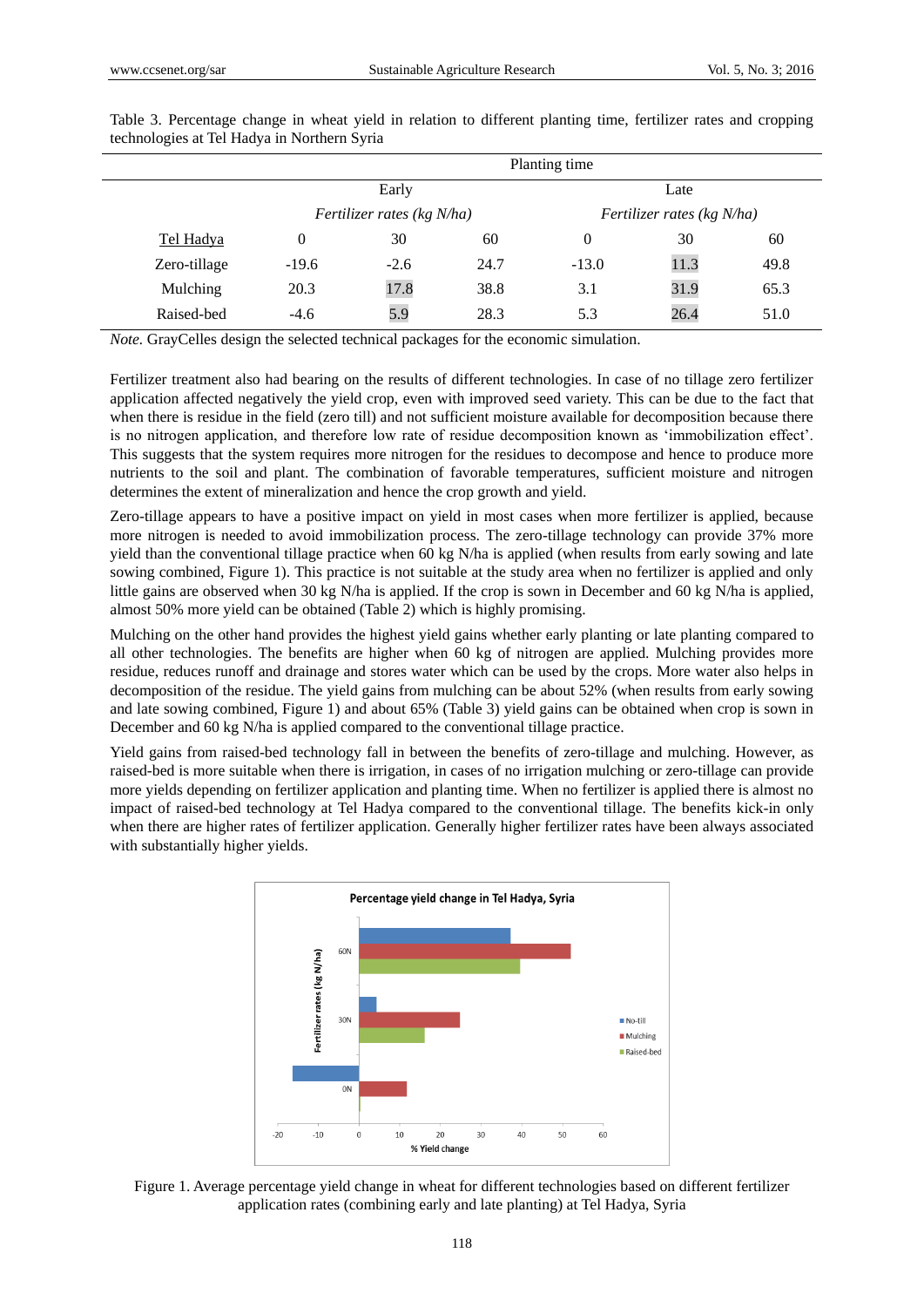Table 3. Percentage change in wheat yield in relation to different planting time, fertilizer rates and cropping technologies at Tel Hadya in Northern Syria

| | Planting time | | | | | |
|---|---|---|---|---|---|---|
| | Early | | | Late | | |
| | *Fertilizer rates (kg N/ha)* | | | *Fertilizer rates (kg N/ha)* | | |
| Tel Hadya | 0 | 30 | 60 | 0 | 30 | 60 |
| Zero-tillage | -19.6 | -2.6 | 24.7 | -13.0 | 11.3 | 49.8 |
| Mulching | 20.3 | 17.8 | 38.8 | 3.1 | 31.9 | 65.3 |
| Raised-bed | -4.6 | 5.9 | 28.3 | 5.3 | 26.4 | 51.0 |

*Note.* GrayCelles design the selected technical packages for the economic simulation.

Fertilizer treatment also had bearing on the results of different technologies. In case of no tillage zero fertilizer application affected negatively the yield crop, even with improved seed variety. This can be due to the fact that when there is residue in the field (zero till) and not sufficient moisture available for decomposition because there is no nitrogen application, and therefore low rate of residue decomposition known as 'immobilization effect'. This suggests that the system requires more nitrogen for the residues to decompose and hence to produce more nutrients to the soil and plant. The combination of favorable temperatures, sufficient moisture and nitrogen determines the extent of mineralization and hence the crop growth and yield.

Zero-tillage appears to have a positive impact on yield in most cases when more fertilizer is applied, because more nitrogen is needed to avoid immobilization process. The zero-tillage technology can provide 37% more yield than the conventional tillage practice when 60 kg N/ha is applied (when results from early sowing and late sowing combined, Figure 1). This practice is not suitable at the study area when no fertilizer is applied and only little gains are observed when 30 kg N/ha is applied. If the crop is sown in December and 60 kg N/ha is applied, almost 50% more yield can be obtained (Table 2) which is highly promising.

Mulching on the other hand provides the highest yield gains whether early planting or late planting compared to all other technologies. The benefits are higher when 60 kg of nitrogen are applied. Mulching provides more residue, reduces runoff and drainage and stores water which can be used by the crops. More water also helps in decomposition of the residue. The yield gains from mulching can be about 52% (when results from early sowing and late sowing combined, Figure 1) and about 65% (Table 3) yield gains can be obtained when crop is sown in December and 60 kg N/ha is applied compared to the conventional tillage practice.

Yield gains from raised-bed technology fall in between the benefits of zero-tillage and mulching. However, as raised-bed is more suitable when there is irrigation, in cases of no irrigation mulching or zero-tillage can provide more yields depending on fertilizer application and planting time. When no fertilizer is applied there is almost no impact of raised-bed technology at Tel Hadya compared to the conventional tillage. The benefits kick-in only when there are higher rates of fertilizer application. Generally higher fertilizer rates have been always associated with substantially higher yields.

Figure 1. Average percentage yield change in wheat for different technologies based on different fertilizer application rates (combining early and late planting) at Tel Hadya, Syria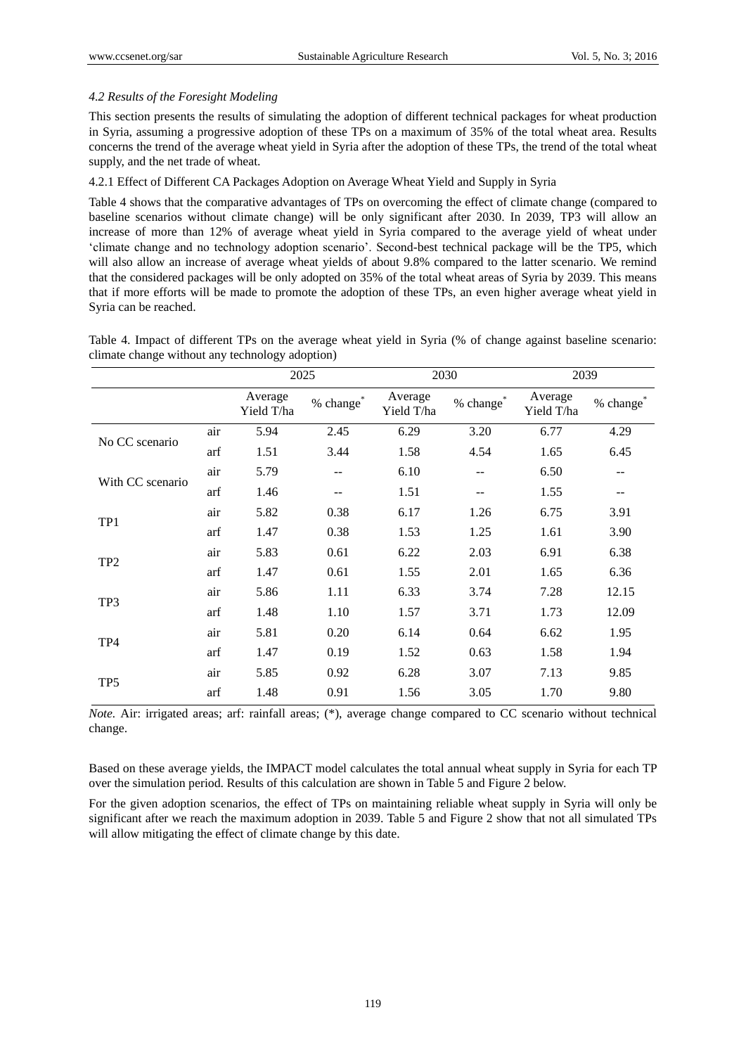*4.2 Results of the Foresight Modeling*

This section presents the results of simulating the adoption of different technical packages for wheat production in Syria, assuming a progressive adoption of these TPs on a maximum of 35% of the total wheat area. Results concerns the trend of the average wheat yield in Syria after the adoption of these TPs, the trend of the total wheat supply, and the net trade of wheat.

4.2.1 Effect of Different CA Packages Adoption on Average Wheat Yield and Supply in Syria

Table 4 shows that the comparative advantages of TPs on overcoming the effect of climate change (compared to baseline scenarios without climate change) will be only significant after 2030. In 2039, TP3 will allow an increase of more than 12% of average wheat yield in Syria compared to the average yield of wheat under 'climate change and no technology adoption scenario'. Second-best technical package will be the TP5, which will also allow an increase of average wheat yields of about 9.8% compared to the latter scenario. We remind that the considered packages will be only adopted on 35% of the total wheat areas of Syria by 2039. This means that if more efforts will be made to promote the adoption of these TPs, an even higher average wheat yield in Syria can be reached.

Table 4. Impact of different TPs on the average wheat yield in Syria (% of change against baseline scenario: climate change without any technology adoption)

| | | 2025 | | 2030 | | 2039 | |
|---|---|---|---|---|---|---|---|
| | | Average Yield T/ha | % change* | Average Yield T/ha | % change* | Average Yield T/ha | % change* |
| No CC scenario | air | 5.94 | 2.45 | 6.29 | 3.20 | 6.77 | 4.29 |
| | arf | 1.51 | 3.44 | 1.58 | 4.54 | 1.65 | 6.45 |
| With CC scenario | air | 5.79 | -- | 6.10 | -- | 6.50 | -- |
| | arf | 1.46 | -- | 1.51 | -- | 1.55 | -- |
| TP1 | air | 5.82 | 0.38 | 6.17 | 1.26 | 6.75 | 3.91 |
| | arf | 1.47 | 0.38 | 1.53 | 1.25 | 1.61 | 3.90 |
| TP2 | air | 5.83 | 0.61 | 6.22 | 2.03 | 6.91 | 6.38 |
| | arf | 1.47 | 0.61 | 1.55 | 2.01 | 1.65 | 6.36 |
| TP3 | air | 5.86 | 1.11 | 6.33 | 3.74 | 7.28 | 12.15 |
| | arf | 1.48 | 1.10 | 1.57 | 3.71 | 1.73 | 12.09 |
| TP4 | air | 5.81 | 0.20 | 6.14 | 0.64 | 6.62 | 1.95 |
| | arf | 1.47 | 0.19 | 1.52 | 0.63 | 1.58 | 1.94 |
| TP5 | air | 5.85 | 0.92 | 6.28 | 3.07 | 7.13 | 9.85 |
| | arf | 1.48 | 0.91 | 1.56 | 3.05 | 1.70 | 9.80 |

*Note.* Air: irrigated areas; arf: rainfall areas; (*), average change compared to CC scenario without technical change.

Based on these average yields, the IMPACT model calculates the total annual wheat supply in Syria for each TP over the simulation period. Results of this calculation are shown in Table 5 and Figure 2 below.

For the given adoption scenarios, the effect of TPs on maintaining reliable wheat supply in Syria will only be significant after we reach the maximum adoption in 2039. Table 5 and Figure 2 show that not all simulated TPs will allow mitigating the effect of climate change by this date.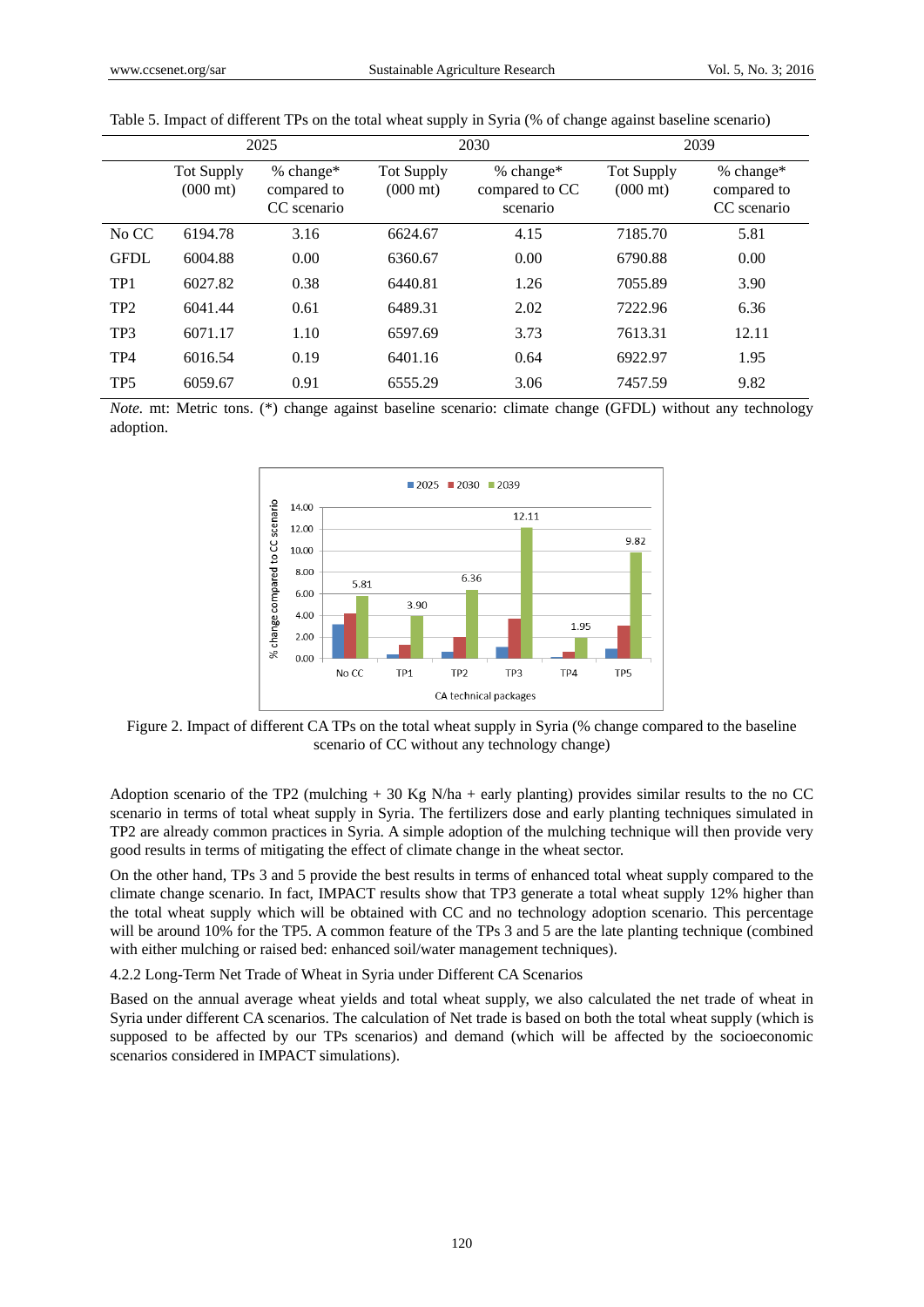Table 5. Impact of different TPs on the total wheat supply in Syria (% of change against baseline scenario)

| | 2025 | | 2030 | | 2039 | |
|---|---|---|---|---|---|---|
| | Tot Supply (000 mt) | % change* compared to CC scenario | Tot Supply (000 mt) | % change* compared to CC scenario | Tot Supply (000 mt) | % change* compared to CC scenario |
| No CC | 6194.78 | 3.16 | 6624.67 | 4.15 | 7185.70 | 5.81 |
| GFDL | 6004.88 | 0.00 | 6360.67 | 0.00 | 6790.88 | 0.00 |
| TP1 | 6027.82 | 0.38 | 6440.81 | 1.26 | 7055.89 | 3.90 |
| TP2 | 6041.44 | 0.61 | 6489.31 | 2.02 | 7222.96 | 6.36 |
| TP3 | 6071.17 | 1.10 | 6597.69 | 3.73 | 7613.31 | 12.11 |
| TP4 | 6016.54 | 0.19 | 6401.16 | 0.64 | 6922.97 | 1.95 |
| TP5 | 6059.67 | 0.91 | 6555.29 | 3.06 | 7457.59 | 9.82 |

*Note.* mt: Metric tons. (*) change against baseline scenario: climate change (GFDL) without any technology adoption.

Figure 2. Impact of different CA TPs on the total wheat supply in Syria (% change compared to the baseline scenario of CC without any technology change)

Adoption scenario of the TP2 (mulching + 30 Kg N/ha + early planting) provides similar results to the no CC scenario in terms of total wheat supply in Syria. The fertilizers dose and early planting techniques simulated in TP2 are already common practices in Syria. A simple adoption of the mulching technique will then provide very good results in terms of mitigating the effect of climate change in the wheat sector.

On the other hand, TPs 3 and 5 provide the best results in terms of enhanced total wheat supply compared to the climate change scenario. In fact, IMPACT results show that TP3 generate a total wheat supply 12% higher than the total wheat supply which will be obtained with CC and no technology adoption scenario. This percentage will be around 10% for the TP5. A common feature of the TPs 3 and 5 are the late planting technique (combined with either mulching or raised bed: enhanced soil/water management techniques).

#### 4.2.2 Long-Term Net Trade of Wheat in Syria under Different CA Scenarios

Based on the annual average wheat yields and total wheat supply, we also calculated the net trade of wheat in Syria under different CA scenarios. The calculation of Net trade is based on both the total wheat supply (which is supposed to be affected by our TPs scenarios) and demand (which will be affected by the socioeconomic scenarios considered in IMPACT simulations).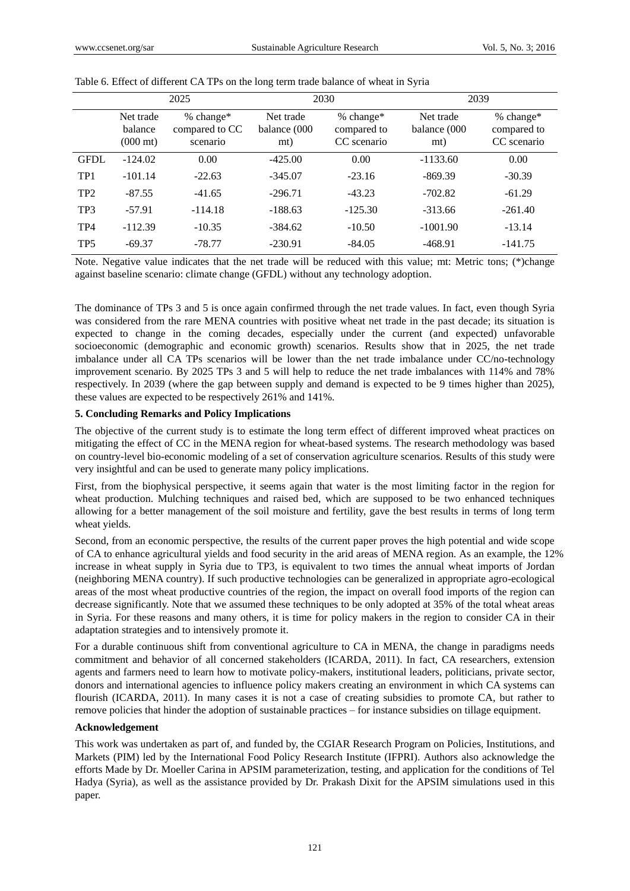Table 6. Effect of different CA TPs on the long term trade balance of wheat in Syria

| | 2025 | | 2030 | | 2039 | |
|---|---|---|---|---|---|---|
| | Net trade balance (000 mt) | % change* compared to CC scenario | Net trade balance (000 mt) | % change* compared to CC scenario | Net trade balance (000 mt) | % change* compared to CC scenario |
| GFDL | -124.02 | 0.00 | -425.00 | 0.00 | -1133.60 | 0.00 |
| TP1 | -101.14 | -22.63 | -345.07 | -23.16 | -869.39 | -30.39 |
| TP2 | -87.55 | -41.65 | -296.71 | -43.23 | -702.82 | -61.29 |
| TP3 | -57.91 | -114.18 | -188.63 | -125.30 | -313.66 | -261.40 |
| TP4 | -112.39 | -10.35 | -384.62 | -10.50 | -1001.90 | -13.14 |
| TP5 | -69.37 | -78.77 | -230.91 | -84.05 | -468.91 | -141.75 |

Note. Negative value indicates that the net trade will be reduced with this value; mt: Metric tons; (*)change against baseline scenario: climate change (GFDL) without any technology adoption.

The dominance of TPs 3 and 5 is once again confirmed through the net trade values. In fact, even though Syria was considered from the rare MENA countries with positive wheat net trade in the past decade; its situation is expected to change in the coming decades, especially under the current (and expected) unfavorable socioeconomic (demographic and economic growth) scenarios. Results show that in 2025, the net trade imbalance under all CA TPs scenarios will be lower than the net trade imbalance under CC/no-technology improvement scenario. By 2025 TPs 3 and 5 will help to reduce the net trade imbalances with 114% and 78% respectively. In 2039 (where the gap between supply and demand is expected to be 9 times higher than 2025), these values are expected to be respectively 261% and 141%.

## 5. Concluding Remarks and Policy Implications

The objective of the current study is to estimate the long term effect of different improved wheat practices on mitigating the effect of CC in the MENA region for wheat-based systems. The research methodology was based on country-level bio-economic modeling of a set of conservation agriculture scenarios. Results of this study were very insightful and can be used to generate many policy implications.

First, from the biophysical perspective, it seems again that water is the most limiting factor in the region for wheat production. Mulching techniques and raised bed, which are supposed to be two enhanced techniques allowing for a better management of the soil moisture and fertility, gave the best results in terms of long term wheat yields.

Second, from an economic perspective, the results of the current paper proves the high potential and wide scope of CA to enhance agricultural yields and food security in the arid areas of MENA region. As an example, the 12% increase in wheat supply in Syria due to TP3, is equivalent to two times the annual wheat imports of Jordan (neighboring MENA country). If such productive technologies can be generalized in appropriate agro-ecological areas of the most wheat productive countries of the region, the impact on overall food imports of the region can decrease significantly. Note that we assumed these techniques to be only adopted at 35% of the total wheat areas in Syria. For these reasons and many others, it is time for policy makers in the region to consider CA in their adaptation strategies and to intensively promote it.

For a durable continuous shift from conventional agriculture to CA in MENA, the change in paradigms needs commitment and behavior of all concerned stakeholders (ICARDA, 2011). In fact, CA researchers, extension agents and farmers need to learn how to motivate policy-makers, institutional leaders, politicians, private sector, donors and international agencies to influence policy makers creating an environment in which CA systems can flourish (ICARDA, 2011). In many cases it is not a case of creating subsidies to promote CA, but rather to remove policies that hinder the adoption of sustainable practices – for instance subsidies on tillage equipment.

## Acknowledgement

This work was undertaken as part of, and funded by, the CGIAR Research Program on Policies, Institutions, and Markets (PIM) led by the International Food Policy Research Institute (IFPRI). Authors also acknowledge the efforts Made by Dr. Moeller Carina in APSIM parameterization, testing, and application for the conditions of Tel Hadya (Syria), as well as the assistance provided by Dr. Prakash Dixit for the APSIM simulations used in this paper.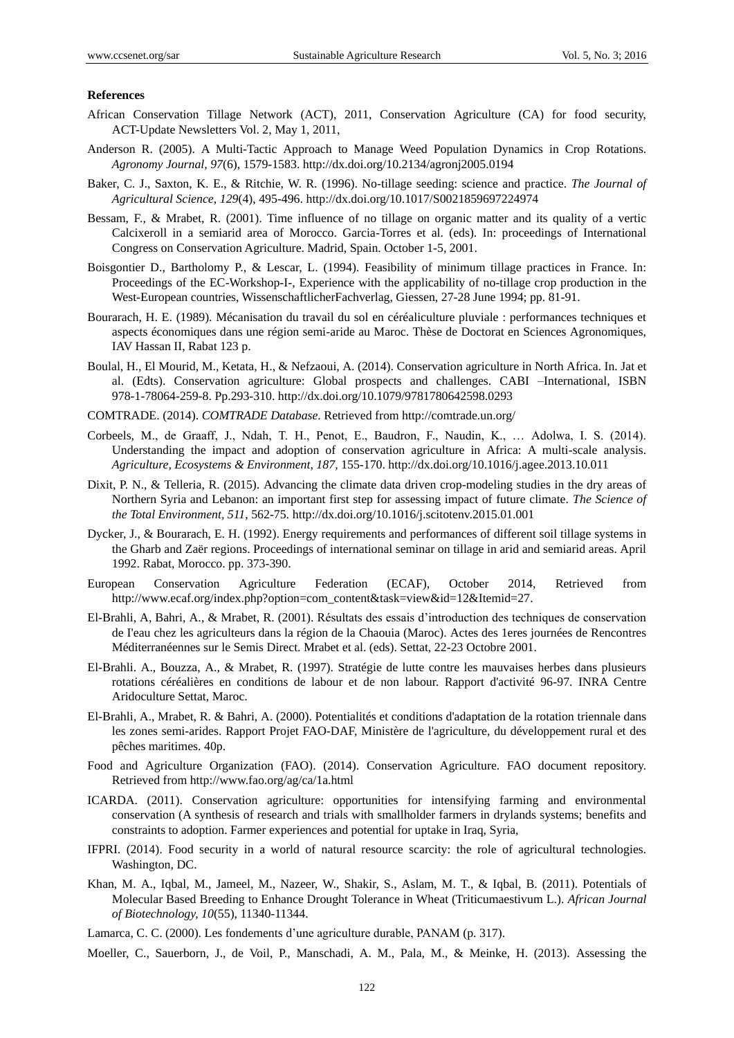**References**

African Conservation Tillage Network (ACT), 2011, Conservation Agriculture (CA) for food security, ACT-Update Newsletters Vol. 2, May 1, 2011,

Anderson R. (2005). A Multi-Tactic Approach to Manage Weed Population Dynamics in Crop Rotations. *Agronomy Journal, 97*(6), 1579-1583. http://dx.doi.org/10.2134/agronj2005.0194

Baker, C. J., Saxton, K. E., & Ritchie, W. R. (1996). No-tillage seeding: science and practice. *The Journal of Agricultural Science, 129*(4), 495-496. http://dx.doi.org/10.1017/S0021859697224974

Bessam, F., & Mrabet, R. (2001). Time influence of no tillage on organic matter and its quality of a vertic Calcixeroll in a semiarid area of Morocco. Garcia-Torres et al. (eds). In: proceedings of International Congress on Conservation Agriculture. Madrid, Spain. October 1-5, 2001.

Boisgontier D., Bartholomy P., & Lescar, L. (1994). Feasibility of minimum tillage practices in France. In: Proceedings of the EC-Workshop-I-, Experience with the applicability of no-tillage crop production in the West-European countries, WissenschaftlicherFachverlag, Giessen, 27-28 June 1994; pp. 81-91.

Bourarach, H. E. (1989). Mécanisation du travail du sol en céréaliculture pluviale : performances techniques et aspects économiques dans une région semi-aride au Maroc. Thèse de Doctorat en Sciences Agronomiques, IAV Hassan II, Rabat 123 p.

Boulal, H., El Mourid, M., Ketata, H., & Nefzaoui, A. (2014). Conservation agriculture in North Africa. In. Jat et al. (Edts). Conservation agriculture: Global prospects and challenges. CABI –International, ISBN 978-1-78064-259-8. Pp.293-310. http://dx.doi.org/10.1079/9781780642598.0293

COMTRADE. (2014). *COMTRADE Database*. Retrieved from http://comtrade.un.org/

Corbeels, M., de Graaff, J., Ndah, T. H., Penot, E., Baudron, F., Naudin, K., … Adolwa, I. S. (2014). Understanding the impact and adoption of conservation agriculture in Africa: A multi-scale analysis. *Agriculture, Ecosystems & Environment, 187*, 155-170. http://dx.doi.org/10.1016/j.agee.2013.10.011

Dixit, P. N., & Telleria, R. (2015). Advancing the climate data driven crop-modeling studies in the dry areas of Northern Syria and Lebanon: an important first step for assessing impact of future climate. *The Science of the Total Environment, 511*, 562-75. http://dx.doi.org/10.1016/j.scitotenv.2015.01.001

Dycker, J., & Bourarach, E. H. (1992). Energy requirements and performances of different soil tillage systems in the Gharb and Zaër regions. Proceedings of international seminar on tillage in arid and semiarid areas. April 1992. Rabat, Morocco. pp. 373-390.

European Conservation Agriculture Federation (ECAF), October 2014, Retrieved from http://www.ecaf.org/index.php?option=com_content&task=view&id=12&Itemid=27.

El-Brahli, A, Bahri, A., & Mrabet, R. (2001). Résultats des essais d'introduction des techniques de conservation de l'eau chez les agriculteurs dans la région de la Chaouia (Maroc). Actes des 1eres journées de Rencontres Méditerranéennes sur le Semis Direct. Mrabet et al. (eds). Settat, 22-23 Octobre 2001.

El-Brahli. A., Bouzza, A., & Mrabet, R. (1997). Stratégie de lutte contre les mauvaises herbes dans plusieurs rotations céréalières en conditions de labour et de non labour. Rapport d'activité 96-97. INRA Centre Aridoculture Settat, Maroc.

El-Brahli, A., Mrabet, R. & Bahri, A. (2000). Potentialités et conditions d'adaptation de la rotation triennale dans les zones semi-arides. Rapport Projet FAO-DAF, Ministère de l'agriculture, du développement rural et des pêches maritimes. 40p.

Food and Agriculture Organization (FAO). (2014). Conservation Agriculture. FAO document repository. Retrieved from http://www.fao.org/ag/ca/1a.html

ICARDA. (2011). Conservation agriculture: opportunities for intensifying farming and environmental conservation (A synthesis of research and trials with smallholder farmers in drylands systems; benefits and constraints to adoption. Farmer experiences and potential for uptake in Iraq, Syria,

IFPRI. (2014). Food security in a world of natural resource scarcity: the role of agricultural technologies. Washington, DC.

Khan, M. A., Iqbal, M., Jameel, M., Nazeer, W., Shakir, S., Aslam, M. T., & Iqbal, B. (2011). Potentials of Molecular Based Breeding to Enhance Drought Tolerance in Wheat (Triticumaestivum L.). *African Journal of Biotechnology, 10*(55), 11340-11344.

Lamarca, C. C. (2000). Les fondements d'une agriculture durable, PANAM (p. 317).

Moeller, C., Sauerborn, J., de Voil, P., Manschadi, A. M., Pala, M., & Meinke, H. (2013). Assessing the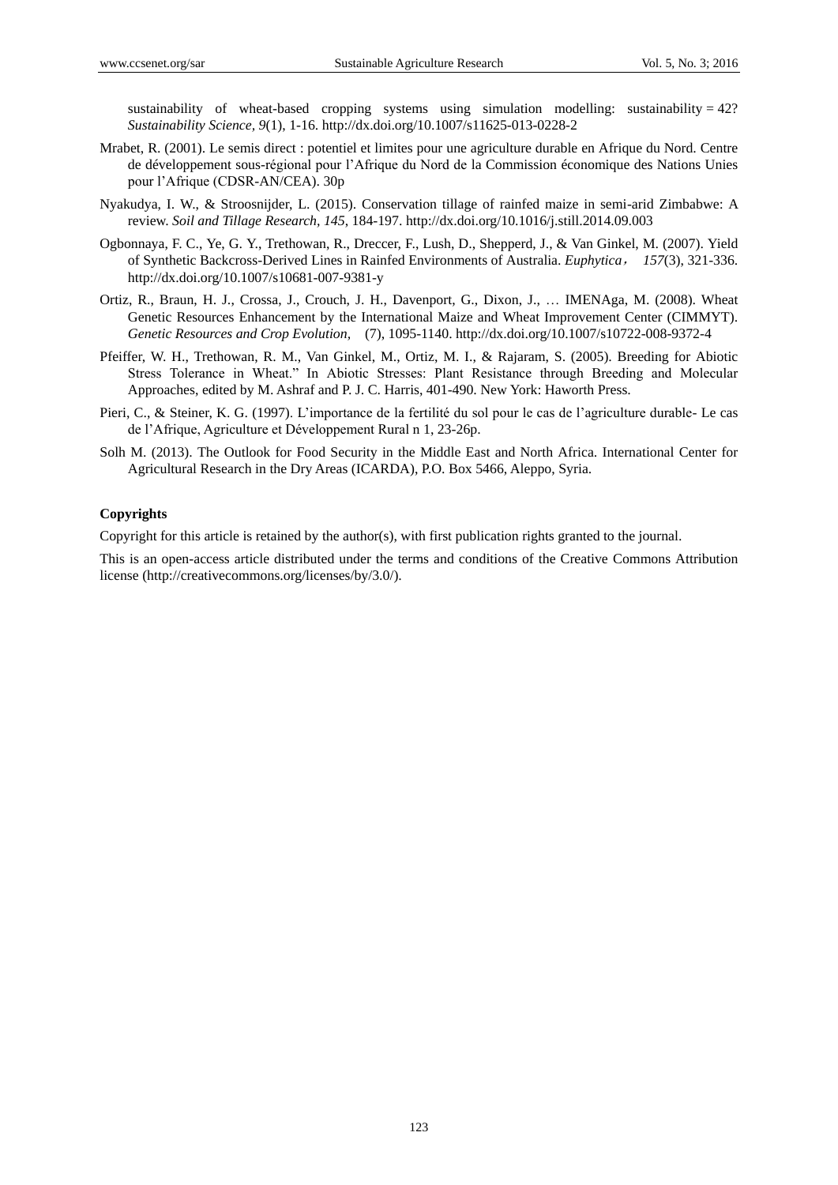sustainability of wheat-based cropping systems using simulation modelling: sustainability = 42? *Sustainability Science, 9*(1), 1-16. http://dx.doi.org/10.1007/s11625-013-0228-2

Mrabet, R. (2001). Le semis direct : potentiel et limites pour une agriculture durable en Afrique du Nord. Centre de développement sous-régional pour l'Afrique du Nord de la Commission économique des Nations Unies pour l'Afrique (CDSR-AN/CEA). 30p

Nyakudya, I. W., & Stroosnijder, L. (2015). Conservation tillage of rainfed maize in semi-arid Zimbabwe: A review. *Soil and Tillage Research, 145*, 184-197. http://dx.doi.org/10.1016/j.still.2014.09.003

Ogbonnaya, F. C., Ye, G. Y., Trethowan, R., Dreccer, F., Lush, D., Shepperd, J., & Van Ginkel, M. (2007). Yield of Synthetic Backcross-Derived Lines in Rainfed Environments of Australia. *Euphytica*， *157*(3), 321-336. http://dx.doi.org/10.1007/s10681-007-9381-y

Ortiz, R., Braun, H. J., Crossa, J., Crouch, J. H., Davenport, G., Dixon, J., … IMENAga, M. (2008). Wheat Genetic Resources Enhancement by the International Maize and Wheat Improvement Center (CIMMYT). *Genetic Resources and Crop Evolution,* (7), 1095-1140. http://dx.doi.org/10.1007/s10722-008-9372-4

Pfeiffer, W. H., Trethowan, R. M., Van Ginkel, M., Ortiz, M. I., & Rajaram, S. (2005). Breeding for Abiotic Stress Tolerance in Wheat." In Abiotic Stresses: Plant Resistance through Breeding and Molecular Approaches, edited by M. Ashraf and P. J. C. Harris, 401-490. New York: Haworth Press.

Pieri, C., & Steiner, K. G. (1997). L'importance de la fertilité du sol pour le cas de l'agriculture durable- Le cas de l'Afrique, Agriculture et Développement Rural n 1, 23-26p.

Solh M. (2013). The Outlook for Food Security in the Middle East and North Africa. International Center for Agricultural Research in the Dry Areas (ICARDA), P.O. Box 5466, Aleppo, Syria.

**Copyrights**

Copyright for this article is retained by the author(s), with first publication rights granted to the journal.

This is an open-access article distributed under the terms and conditions of the Creative Commons Attribution license (http://creativecommons.org/licenses/by/3.0/).